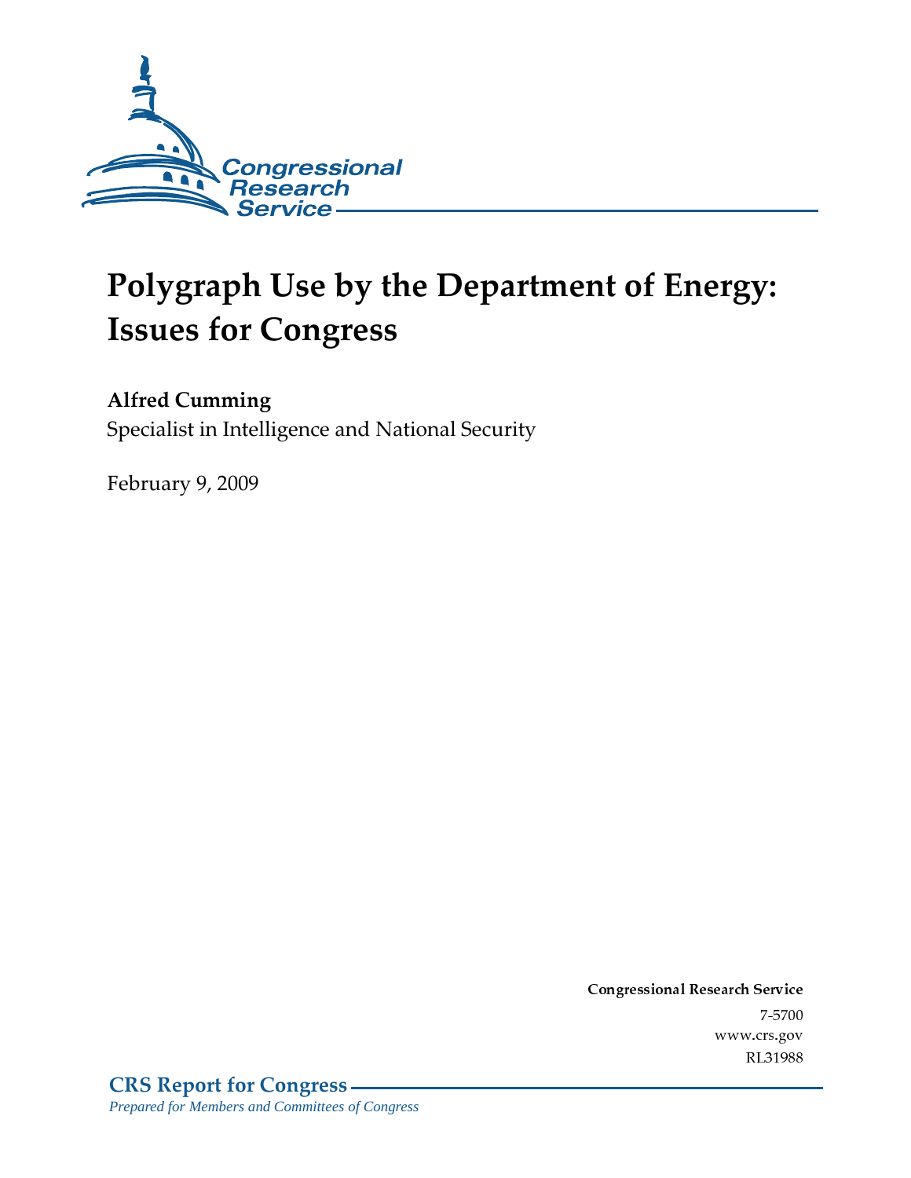Congressional Research Service

# Polygraph Use by the Department of Energy: Issues for Congress

**Alfred Cumming**

Specialist in Intelligence and National Security

February 9, 2009

**Congressional Research Service**

7-5700

www.crs.gov

RL31988

**CRS Report for Congress**

*Prepared for Members and Committees of Congress*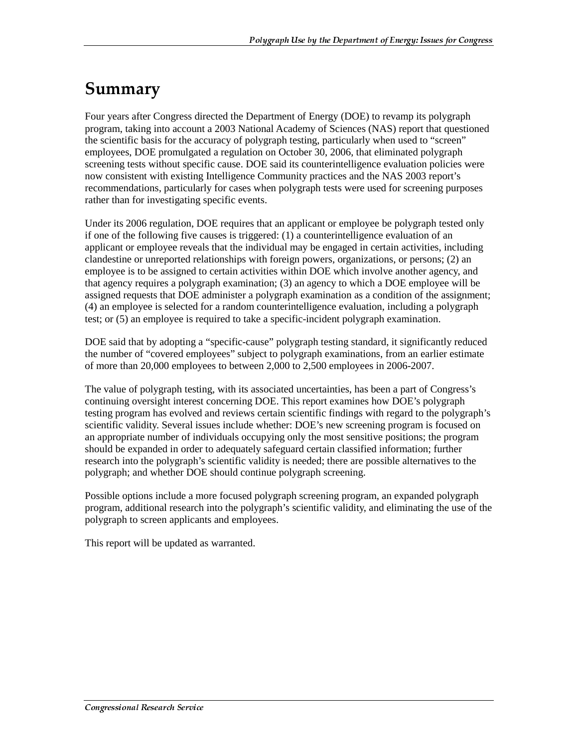# Summary

Four years after Congress directed the Department of Energy (DOE) to revamp its polygraph program, taking into account a 2003 National Academy of Sciences (NAS) report that questioned the scientific basis for the accuracy of polygraph testing, particularly when used to "screen" employees, DOE promulgated a regulation on October 30, 2006, that eliminated polygraph screening tests without specific cause. DOE said its counterintelligence evaluation policies were now consistent with existing Intelligence Community practices and the NAS 2003 report's recommendations, particularly for cases when polygraph tests were used for screening purposes rather than for investigating specific events.

Under its 2006 regulation, DOE requires that an applicant or employee be polygraph tested only if one of the following five causes is triggered: (1) a counterintelligence evaluation of an applicant or employee reveals that the individual may be engaged in certain activities, including clandestine or unreported relationships with foreign powers, organizations, or persons; (2) an employee is to be assigned to certain activities within DOE which involve another agency, and that agency requires a polygraph examination; (3) an agency to which a DOE employee will be assigned requests that DOE administer a polygraph examination as a condition of the assignment; (4) an employee is selected for a random counterintelligence evaluation, including a polygraph test; or (5) an employee is required to take a specific-incident polygraph examination.

DOE said that by adopting a "specific-cause" polygraph testing standard, it significantly reduced the number of "covered employees" subject to polygraph examinations, from an earlier estimate of more than 20,000 employees to between 2,000 to 2,500 employees in 2006-2007.

The value of polygraph testing, with its associated uncertainties, has been a part of Congress's continuing oversight interest concerning DOE. This report examines how DOE's polygraph testing program has evolved and reviews certain scientific findings with regard to the polygraph's scientific validity. Several issues include whether: DOE's new screening program is focused on an appropriate number of individuals occupying only the most sensitive positions; the program should be expanded in order to adequately safeguard certain classified information; further research into the polygraph's scientific validity is needed; there are possible alternatives to the polygraph; and whether DOE should continue polygraph screening.

Possible options include a more focused polygraph screening program, an expanded polygraph program, additional research into the polygraph's scientific validity, and eliminating the use of the polygraph to screen applicants and employees.

This report will be updated as warranted.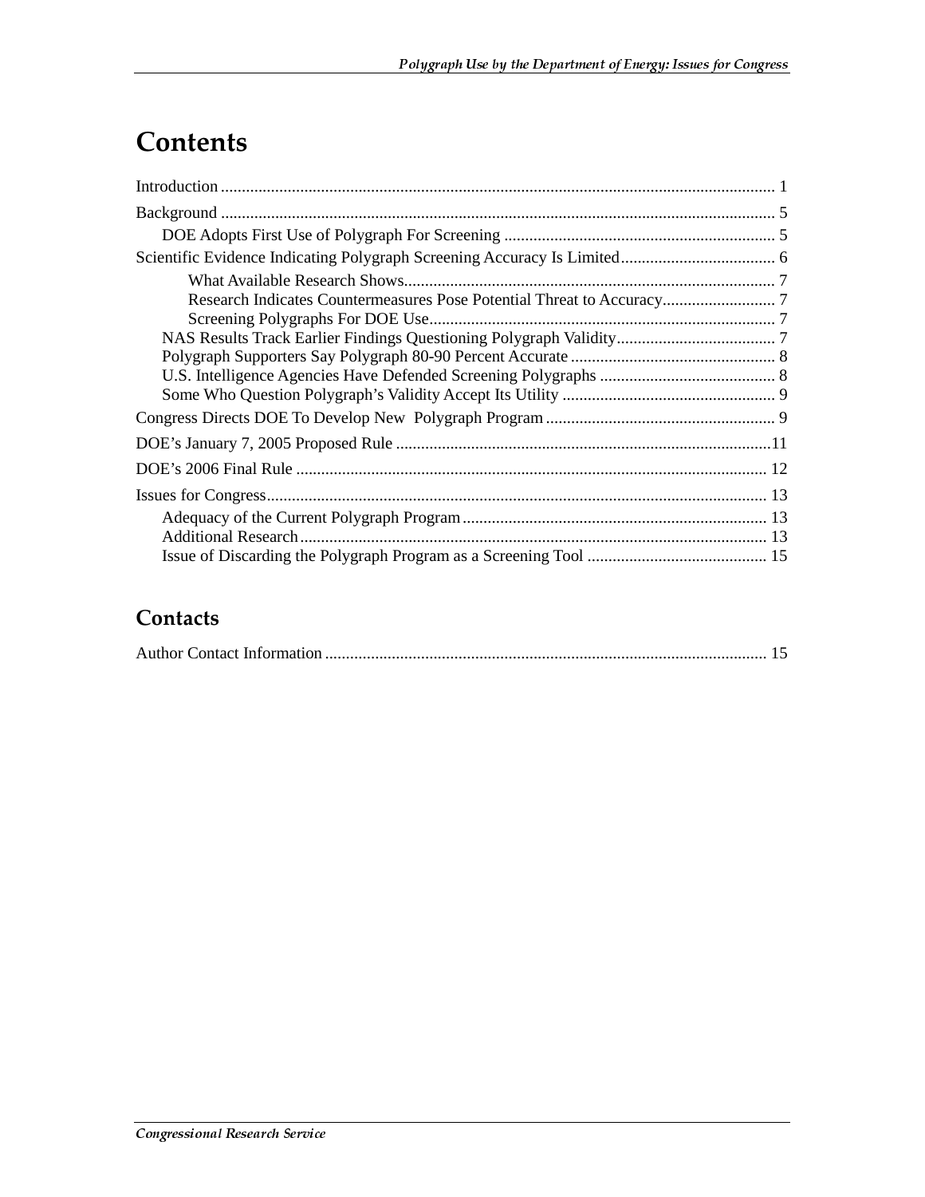# Contents

Introduction ..................................................................................................................................... 1

Background ..................................................................................................................................... 5

DOE Adopts First Use of Polygraph For Screening ................................................................. 5

Scientific Evidence Indicating Polygraph Screening Accuracy Is Limited..................................... 6

What Available Research Shows......................................................................................... 7

Research Indicates Countermeasures Pose Potential Threat to Accuracy........................... 7

Screening Polygraphs For DOE Use................................................................................... 7

NAS Results Track Earlier Findings Questioning Polygraph Validity...................................... 7

Polygraph Supporters Say Polygraph 80-90 Percent Accurate ................................................ 8

U.S. Intelligence Agencies Have Defended Screening Polygraphs .......................................... 8

Some Who Question Polygraph's Validity Accept Its Utility ................................................... 9

Congress Directs DOE To Develop New Polygraph Program ....................................................... 9

DOE's January 7, 2005 Proposed Rule ..........................................................................................11

DOE's 2006 Final Rule ................................................................................................................. 12

Issues for Congress........................................................................................................................ 13

Adequacy of the Current Polygraph Program......................................................................... 13

Additional Research................................................................................................................ 13

Issue of Discarding the Polygraph Program as a Screening Tool ........................................... 15

## Contacts

Author Contact Information .......................................................................................................... 15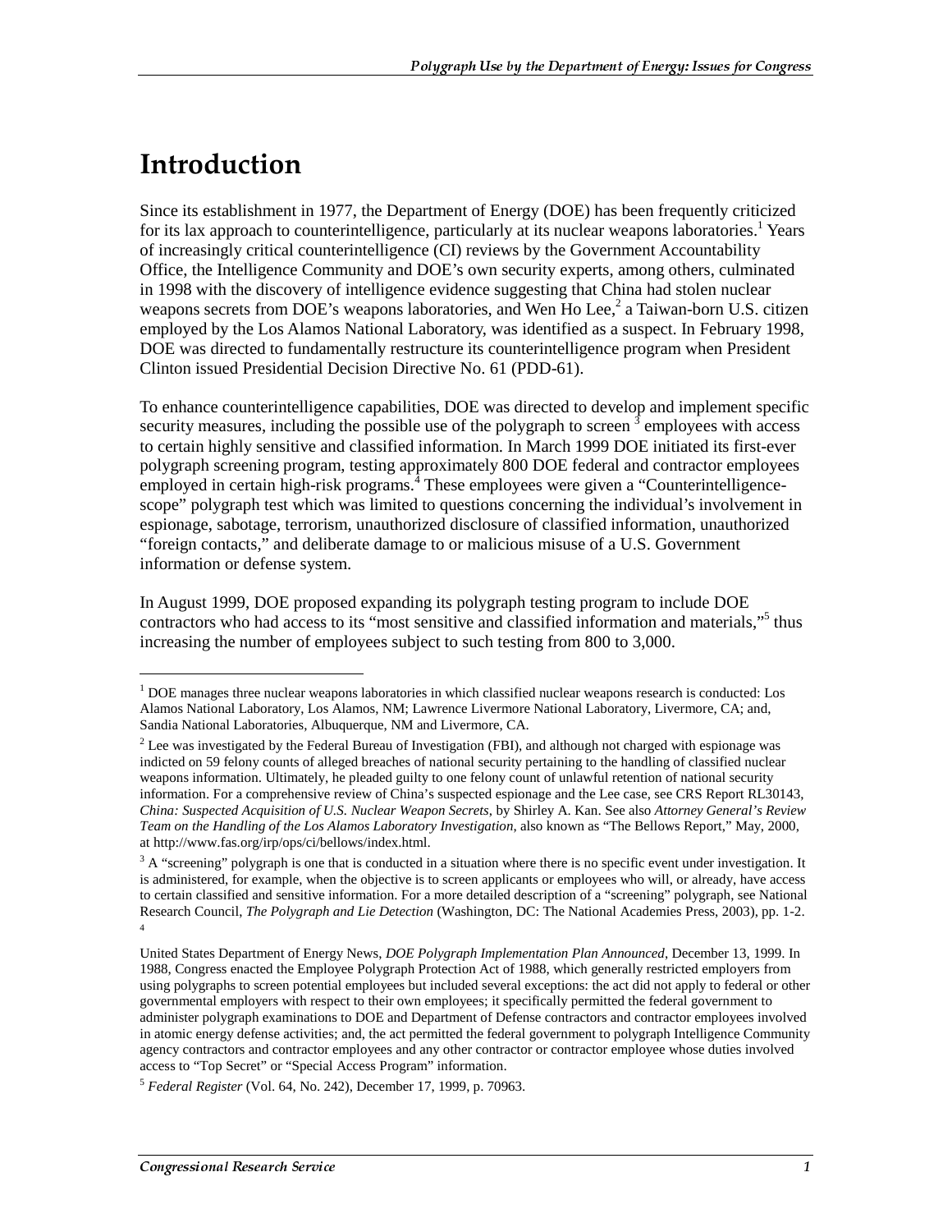# Introduction

Since its establishment in 1977, the Department of Energy (DOE) has been frequently criticized for its lax approach to counterintelligence, particularly at its nuclear weapons laboratories.[1] Years of increasingly critical counterintelligence (CI) reviews by the Government Accountability Office, the Intelligence Community and DOE's own security experts, among others, culminated in 1998 with the discovery of intelligence evidence suggesting that China had stolen nuclear weapons secrets from DOE's weapons laboratories, and Wen Ho Lee,[2] a Taiwan-born U.S. citizen employed by the Los Alamos National Laboratory, was identified as a suspect. In February 1998, DOE was directed to fundamentally restructure its counterintelligence program when President Clinton issued Presidential Decision Directive No. 61 (PDD-61).

To enhance counterintelligence capabilities, DOE was directed to develop and implement specific security measures, including the possible use of the polygraph to screen [3] employees with access to certain highly sensitive and classified information. In March 1999 DOE initiated its first-ever polygraph screening program, testing approximately 800 DOE federal and contractor employees employed in certain high-risk programs.[4] These employees were given a "Counterintelligence-scope" polygraph test which was limited to questions concerning the individual's involvement in espionage, sabotage, terrorism, unauthorized disclosure of classified information, unauthorized "foreign contacts," and deliberate damage to or malicious misuse of a U.S. Government information or defense system.

In August 1999, DOE proposed expanding its polygraph testing program to include DOE contractors who had access to its "most sensitive and classified information and materials,"[5] thus increasing the number of employees subject to such testing from 800 to 3,000.

---

[1] DOE manages three nuclear weapons laboratories in which classified nuclear weapons research is conducted: Los Alamos National Laboratory, Los Alamos, NM; Lawrence Livermore National Laboratory, Livermore, CA; and, Sandia National Laboratories, Albuquerque, NM and Livermore, CA.

[2] Lee was investigated by the Federal Bureau of Investigation (FBI), and although not charged with espionage was indicted on 59 felony counts of alleged breaches of national security pertaining to the handling of classified nuclear weapons information. Ultimately, he pleaded guilty to one felony count of unlawful retention of national security information. For a comprehensive review of China's suspected espionage and the Lee case, see CRS Report RL30143, *China: Suspected Acquisition of U.S. Nuclear Weapon Secrets*, by Shirley A. Kan. See also *Attorney General's Review Team on the Handling of the Los Alamos Laboratory Investigation*, also known as "The Bellows Report," May, 2000, at http://www.fas.org/irp/ops/ci/bellows/index.html.

[3] A "screening" polygraph is one that is conducted in a situation where there is no specific event under investigation. It is administered, for example, when the objective is to screen applicants or employees who will, or already, have access to certain classified and sensitive information. For a more detailed description of a "screening" polygraph, see National Research Council, *The Polygraph and Lie Detection* (Washington, DC: The National Academies Press, 2003), pp. 1-2.

[4] United States Department of Energy News, *DOE Polygraph Implementation Plan Announced*, December 13, 1999. In 1988, Congress enacted the Employee Polygraph Protection Act of 1988, which generally restricted employers from using polygraphs to screen potential employees but included several exceptions: the act did not apply to federal or other governmental employers with respect to their own employees; it specifically permitted the federal government to administer polygraph examinations to DOE and Department of Defense contractors and contractor employees involved in atomic energy defense activities; and, the act permitted the federal government to polygraph Intelligence Community agency contractors and contractor employees and any other contractor or contractor employee whose duties involved access to "Top Secret" or "Special Access Program" information.

[5] *Federal Register* (Vol. 64, No. 242), December 17, 1999, p. 70963.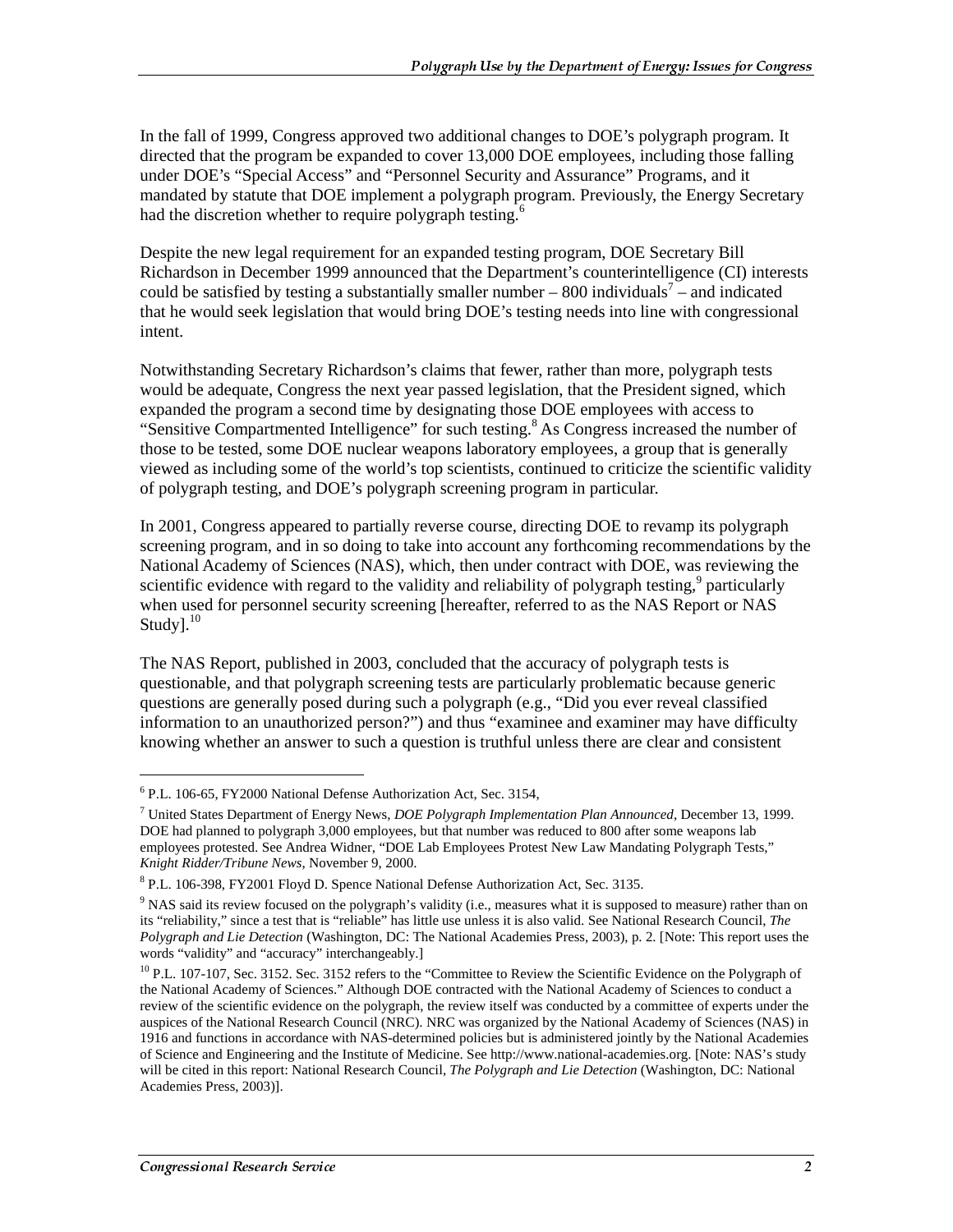In the fall of 1999, Congress approved two additional changes to DOE's polygraph program. It directed that the program be expanded to cover 13,000 DOE employees, including those falling under DOE's "Special Access" and "Personnel Security and Assurance" Programs, and it mandated by statute that DOE implement a polygraph program. Previously, the Energy Secretary had the discretion whether to require polygraph testing.[6]

Despite the new legal requirement for an expanded testing program, DOE Secretary Bill Richardson in December 1999 announced that the Department's counterintelligence (CI) interests could be satisfied by testing a substantially smaller number – 800 individuals[7] – and indicated that he would seek legislation that would bring DOE's testing needs into line with congressional intent.

Notwithstanding Secretary Richardson's claims that fewer, rather than more, polygraph tests would be adequate, Congress the next year passed legislation, that the President signed, which expanded the program a second time by designating those DOE employees with access to "Sensitive Compartmented Intelligence" for such testing.[8] As Congress increased the number of those to be tested, some DOE nuclear weapons laboratory employees, a group that is generally viewed as including some of the world's top scientists, continued to criticize the scientific validity of polygraph testing, and DOE's polygraph screening program in particular.

In 2001, Congress appeared to partially reverse course, directing DOE to revamp its polygraph screening program, and in so doing to take into account any forthcoming recommendations by the National Academy of Sciences (NAS), which, then under contract with DOE, was reviewing the scientific evidence with regard to the validity and reliability of polygraph testing,[9] particularly when used for personnel security screening [hereafter, referred to as the NAS Report or NAS Study].[10]

The NAS Report, published in 2003, concluded that the accuracy of polygraph tests is questionable, and that polygraph screening tests are particularly problematic because generic questions are generally posed during such a polygraph (e.g., "Did you ever reveal classified information to an unauthorized person?") and thus "examinee and examiner may have difficulty knowing whether an answer to such a question is truthful unless there are clear and consistent

---

[6] P.L. 106-65, FY2000 National Defense Authorization Act, Sec. 3154,

[7] United States Department of Energy News, *DOE Polygraph Implementation Plan Announced*, December 13, 1999. DOE had planned to polygraph 3,000 employees, but that number was reduced to 800 after some weapons lab employees protested. See Andrea Widner, "DOE Lab Employees Protest New Law Mandating Polygraph Tests," *Knight Ridder/Tribune News*, November 9, 2000.

[8] P.L. 106-398, FY2001 Floyd D. Spence National Defense Authorization Act, Sec. 3135.

[9] NAS said its review focused on the polygraph's validity (i.e., measures what it is supposed to measure) rather than on its "reliability," since a test that is "reliable" has little use unless it is also valid. See National Research Council, *The Polygraph and Lie Detection* (Washington, DC: The National Academies Press, 2003), p. 2. [Note: This report uses the words "validity" and "accuracy" interchangeably.]

[10] P.L. 107-107, Sec. 3152. Sec. 3152 refers to the "Committee to Review the Scientific Evidence on the Polygraph of the National Academy of Sciences." Although DOE contracted with the National Academy of Sciences to conduct a review of the scientific evidence on the polygraph, the review itself was conducted by a committee of experts under the auspices of the National Research Council (NRC). NRC was organized by the National Academy of Sciences (NAS) in 1916 and functions in accordance with NAS-determined policies but is administered jointly by the National Academies of Science and Engineering and the Institute of Medicine. See http://www.national-academies.org. [Note: NAS's study will be cited in this report: National Research Council, *The Polygraph and Lie Detection* (Washington, DC: National Academies Press, 2003)].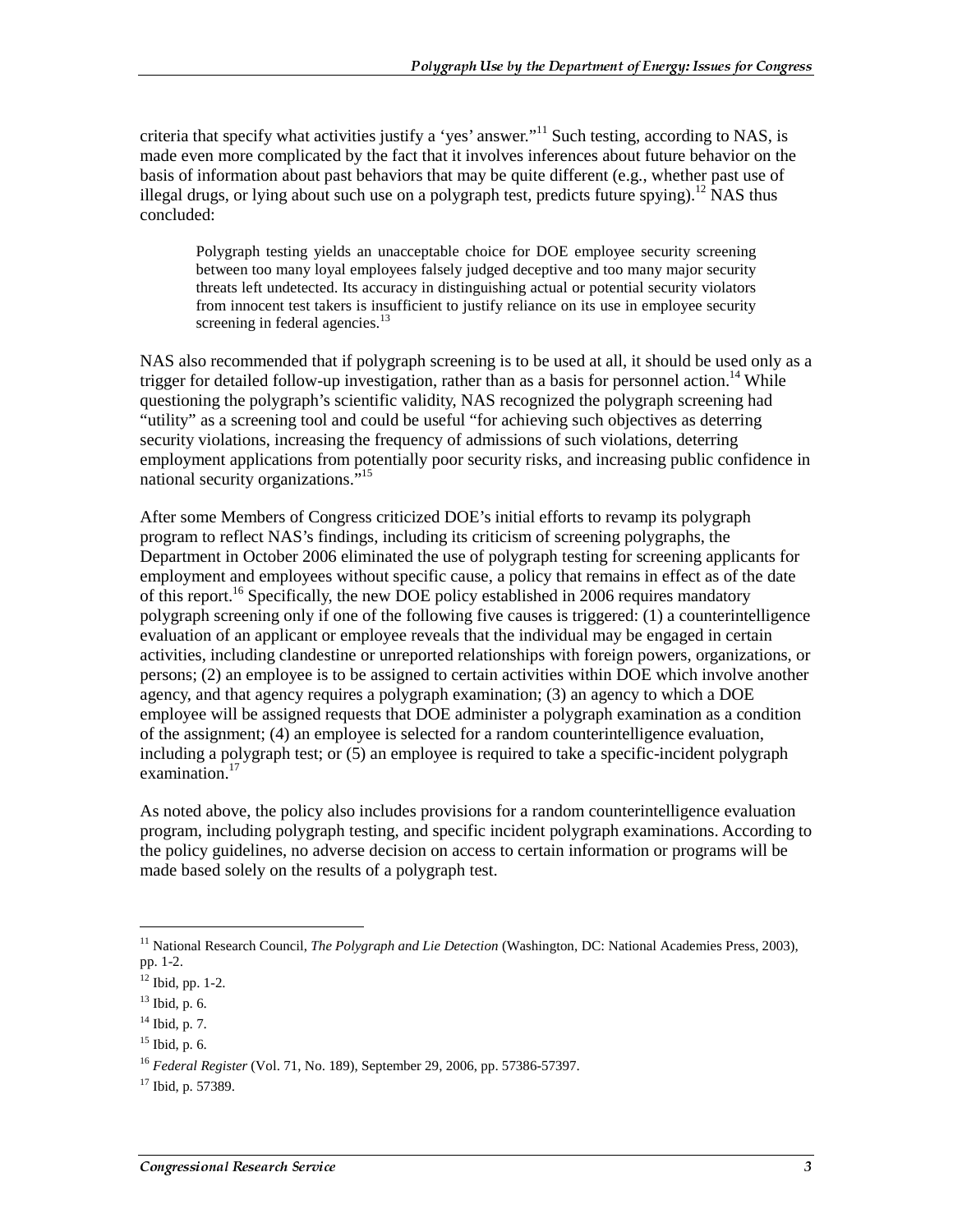criteria that specify what activities justify a 'yes' answer."[11] Such testing, according to NAS, is made even more complicated by the fact that it involves inferences about future behavior on the basis of information about past behaviors that may be quite different (e.g., whether past use of illegal drugs, or lying about such use on a polygraph test, predicts future spying).[12] NAS thus concluded:

> Polygraph testing yields an unacceptable choice for DOE employee security screening between too many loyal employees falsely judged deceptive and too many major security threats left undetected. Its accuracy in distinguishing actual or potential security violators from innocent test takers is insufficient to justify reliance on its use in employee security screening in federal agencies.[13]

NAS also recommended that if polygraph screening is to be used at all, it should be used only as a trigger for detailed follow-up investigation, rather than as a basis for personnel action.[14] While questioning the polygraph's scientific validity, NAS recognized the polygraph screening had "utility" as a screening tool and could be useful "for achieving such objectives as deterring security violations, increasing the frequency of admissions of such violations, deterring employment applications from potentially poor security risks, and increasing public confidence in national security organizations."[15]

After some Members of Congress criticized DOE's initial efforts to revamp its polygraph program to reflect NAS's findings, including its criticism of screening polygraphs, the Department in October 2006 eliminated the use of polygraph testing for screening applicants for employment and employees without specific cause, a policy that remains in effect as of the date of this report.[16] Specifically, the new DOE policy established in 2006 requires mandatory polygraph screening only if one of the following five causes is triggered: (1) a counterintelligence evaluation of an applicant or employee reveals that the individual may be engaged in certain activities, including clandestine or unreported relationships with foreign powers, organizations, or persons; (2) an employee is to be assigned to certain activities within DOE which involve another agency, and that agency requires a polygraph examination; (3) an agency to which a DOE employee will be assigned requests that DOE administer a polygraph examination as a condition of the assignment; (4) an employee is selected for a random counterintelligence evaluation, including a polygraph test; or (5) an employee is required to take a specific-incident polygraph examination.[17]

As noted above, the policy also includes provisions for a random counterintelligence evaluation program, including polygraph testing, and specific incident polygraph examinations. According to the policy guidelines, no adverse decision on access to certain information or programs will be made based solely on the results of a polygraph test.

---

[11] National Research Council, *The Polygraph and Lie Detection* (Washington, DC: National Academies Press, 2003), pp. 1-2.

[12] Ibid, pp. 1-2.

[13] Ibid, p. 6.

[14] Ibid, p. 7.

[15] Ibid, p. 6.

[16] *Federal Register* (Vol. 71, No. 189), September 29, 2006, pp. 57386-57397.

[17] Ibid, p. 57389.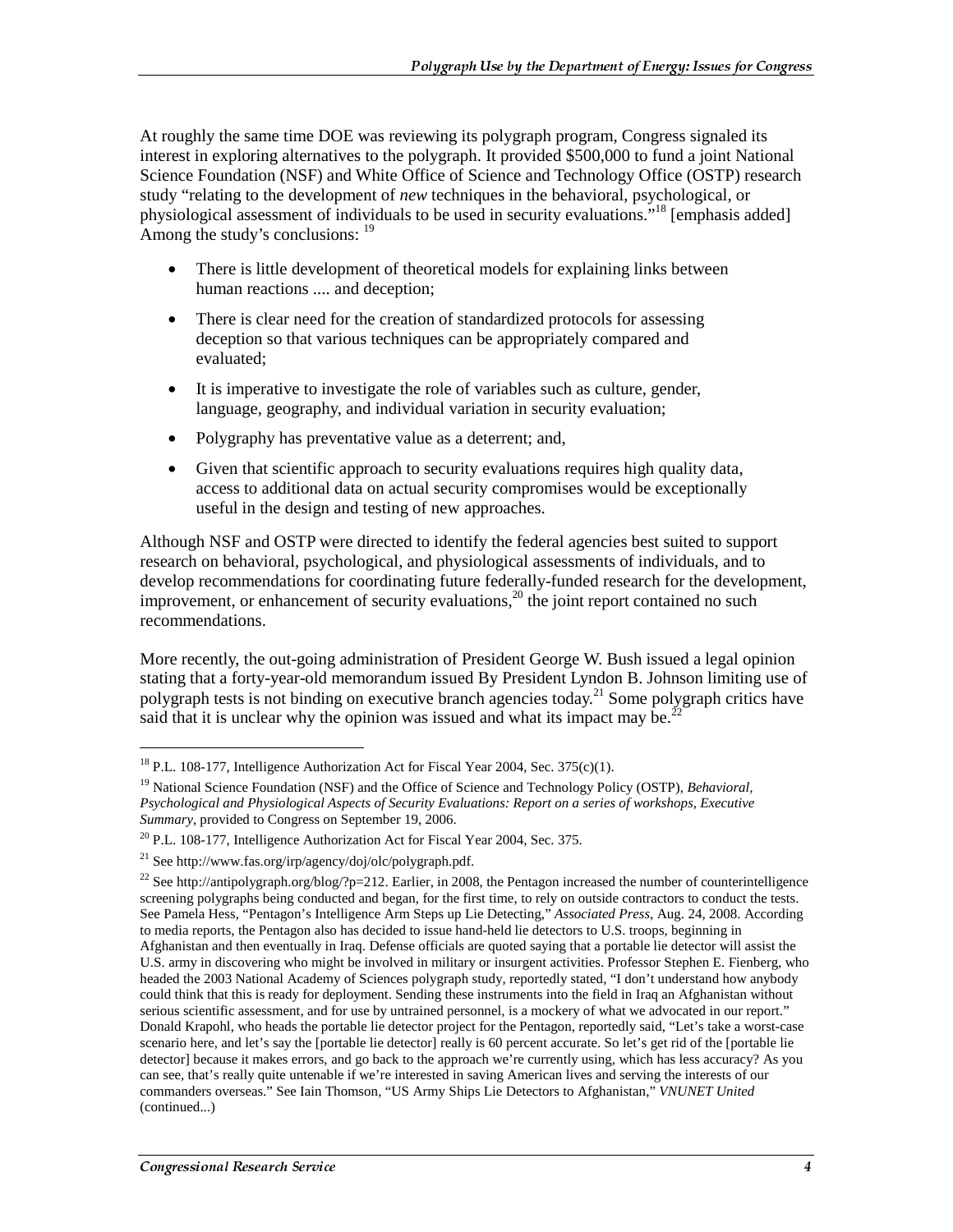At roughly the same time DOE was reviewing its polygraph program, Congress signaled its interest in exploring alternatives to the polygraph. It provided $500,000 to fund a joint National Science Foundation (NSF) and White Office of Science and Technology Office (OSTP) research study "relating to the development of *new* techniques in the behavioral, psychological, or physiological assessment of individuals to be used in security evaluations."[18] [emphasis added] Among the study's conclusions: [19]

- There is little development of theoretical models for explaining links between human reactions .... and deception;
- There is clear need for the creation of standardized protocols for assessing deception so that various techniques can be appropriately compared and evaluated;
- It is imperative to investigate the role of variables such as culture, gender, language, geography, and individual variation in security evaluation;
- Polygraphy has preventative value as a deterrent; and,
- Given that scientific approach to security evaluations requires high quality data, access to additional data on actual security compromises would be exceptionally useful in the design and testing of new approaches.

Although NSF and OSTP were directed to identify the federal agencies best suited to support research on behavioral, psychological, and physiological assessments of individuals, and to develop recommendations for coordinating future federally-funded research for the development, improvement, or enhancement of security evaluations,[20] the joint report contained no such recommendations.

More recently, the out-going administration of President George W. Bush issued a legal opinion stating that a forty-year-old memorandum issued By President Lyndon B. Johnson limiting use of polygraph tests is not binding on executive branch agencies today.[21] Some polygraph critics have said that it is unclear why the opinion was issued and what its impact may be.[22]

---

[18] P.L. 108-177, Intelligence Authorization Act for Fiscal Year 2004, Sec. 375(c)(1).

[19] National Science Foundation (NSF) and the Office of Science and Technology Policy (OSTP), *Behavioral, Psychological and Physiological Aspects of Security Evaluations: Report on a series of workshops, Executive Summary*, provided to Congress on September 19, 2006.

[20] P.L. 108-177, Intelligence Authorization Act for Fiscal Year 2004, Sec. 375.

[21] See http://www.fas.org/irp/agency/doj/olc/polygraph.pdf.

[22] See http://antipolygraph.org/blog/?p=212. Earlier, in 2008, the Pentagon increased the number of counterintelligence screening polygraphs being conducted and began, for the first time, to rely on outside contractors to conduct the tests. See Pamela Hess, "Pentagon's Intelligence Arm Steps up Lie Detecting," *Associated Press*, Aug. 24, 2008. According to media reports, the Pentagon also has decided to issue hand-held lie detectors to U.S. troops, beginning in Afghanistan and then eventually in Iraq. Defense officials are quoted saying that a portable lie detector will assist the U.S. army in discovering who might be involved in military or insurgent activities. Professor Stephen E. Fienberg, who headed the 2003 National Academy of Sciences polygraph study, reportedly stated, "I don't understand how anybody could think that this is ready for deployment. Sending these instruments into the field in Iraq an Afghanistan without serious scientific assessment, and for use by untrained personnel, is a mockery of what we advocated in our report." Donald Krapohl, who heads the portable lie detector project for the Pentagon, reportedly said, "Let's take a worst-case scenario here, and let's say the [portable lie detector] really is 60 percent accurate. So let's get rid of the [portable lie detector] because it makes errors, and go back to the approach we're currently using, which has less accuracy? As you can see, that's really quite untenable if we're interested in saving American lives and serving the interests of our commanders overseas." See Iain Thomson, "US Army Ships Lie Detectors to Afghanistan," *VNUNET United* (continued...)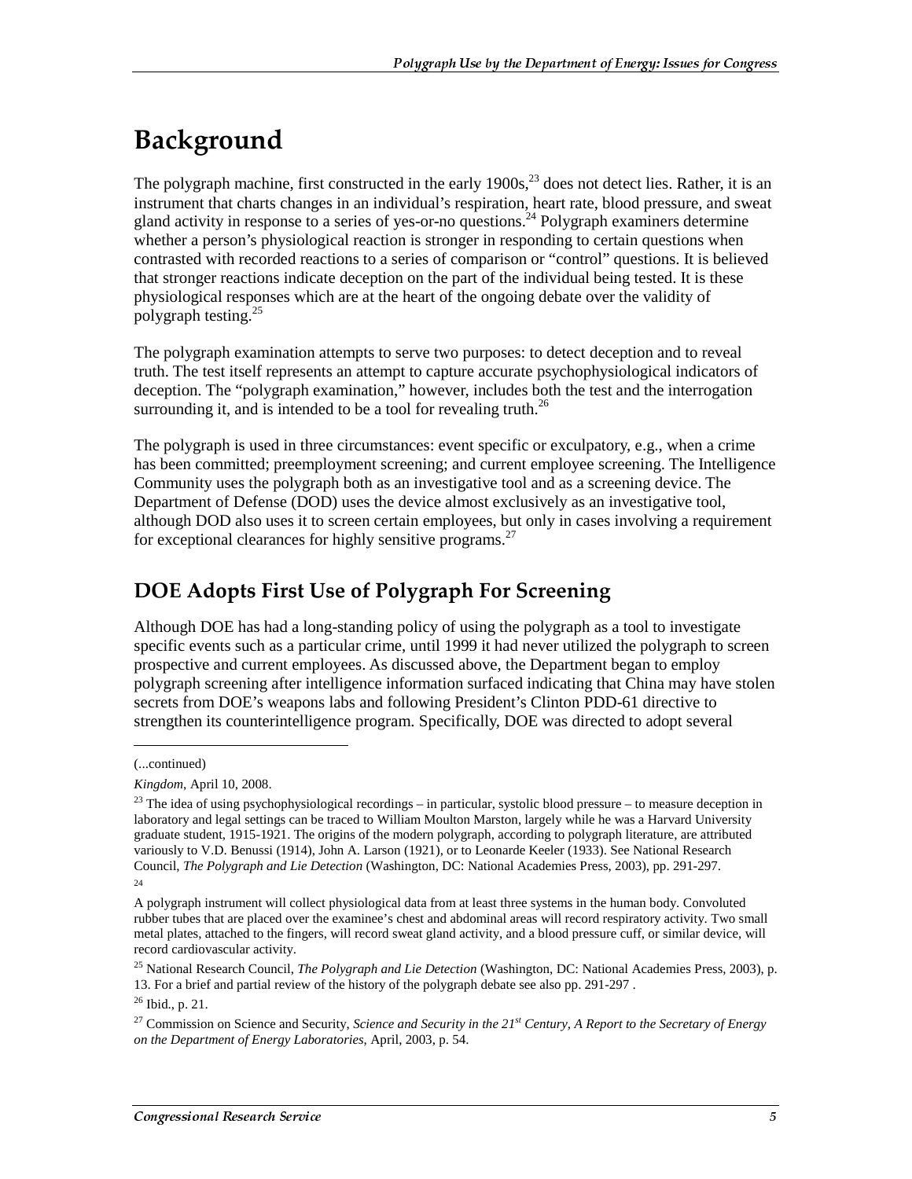# Background

The polygraph machine, first constructed in the early 1900s,[23] does not detect lies. Rather, it is an instrument that charts changes in an individual's respiration, heart rate, blood pressure, and sweat gland activity in response to a series of yes-or-no questions.[24] Polygraph examiners determine whether a person's physiological reaction is stronger in responding to certain questions when contrasted with recorded reactions to a series of comparison or "control" questions. It is believed that stronger reactions indicate deception on the part of the individual being tested. It is these physiological responses which are at the heart of the ongoing debate over the validity of polygraph testing.[25]

The polygraph examination attempts to serve two purposes: to detect deception and to reveal truth. The test itself represents an attempt to capture accurate psychophysiological indicators of deception. The "polygraph examination," however, includes both the test and the interrogation surrounding it, and is intended to be a tool for revealing truth.[26]

The polygraph is used in three circumstances: event specific or exculpatory, e.g., when a crime has been committed; preemployment screening; and current employee screening. The Intelligence Community uses the polygraph both as an investigative tool and as a screening device. The Department of Defense (DOD) uses the device almost exclusively as an investigative tool, although DOD also uses it to screen certain employees, but only in cases involving a requirement for exceptional clearances for highly sensitive programs.[27]

## DOE Adopts First Use of Polygraph For Screening

Although DOE has had a long-standing policy of using the polygraph as a tool to investigate specific events such as a particular crime, until 1999 it had never utilized the polygraph to screen prospective and current employees. As discussed above, the Department began to employ polygraph screening after intelligence information surfaced indicating that China may have stolen secrets from DOE's weapons labs and following President's Clinton PDD-61 directive to strengthen its counterintelligence program. Specifically, DOE was directed to adopt several

---

(...continued)

*Kingdom*, April 10, 2008.

[23] The idea of using psychophysiological recordings – in particular, systolic blood pressure – to measure deception in laboratory and legal settings can be traced to William Moulton Marston, largely while he was a Harvard University graduate student, 1915-1921. The origins of the modern polygraph, according to polygraph literature, are attributed variously to V.D. Benussi (1914), John A. Larson (1921), or to Leonarde Keeler (1933). See National Research Council, *The Polygraph and Lie Detection* (Washington, DC: National Academies Press, 2003), pp. 291-297.

[24] A polygraph instrument will collect physiological data from at least three systems in the human body. Convoluted rubber tubes that are placed over the examinee's chest and abdominal areas will record respiratory activity. Two small metal plates, attached to the fingers, will record sweat gland activity, and a blood pressure cuff, or similar device, will record cardiovascular activity.

[25] National Research Council, *The Polygraph and Lie Detection* (Washington, DC: National Academies Press, 2003), p. 13. For a brief and partial review of the history of the polygraph debate see also pp. 291-297 .

[26] Ibid., p. 21.

[27] Commission on Science and Security, *Science and Security in the 21st Century, A Report to the Secretary of Energy on the Department of Energy Laboratories*, April, 2003, p. 54.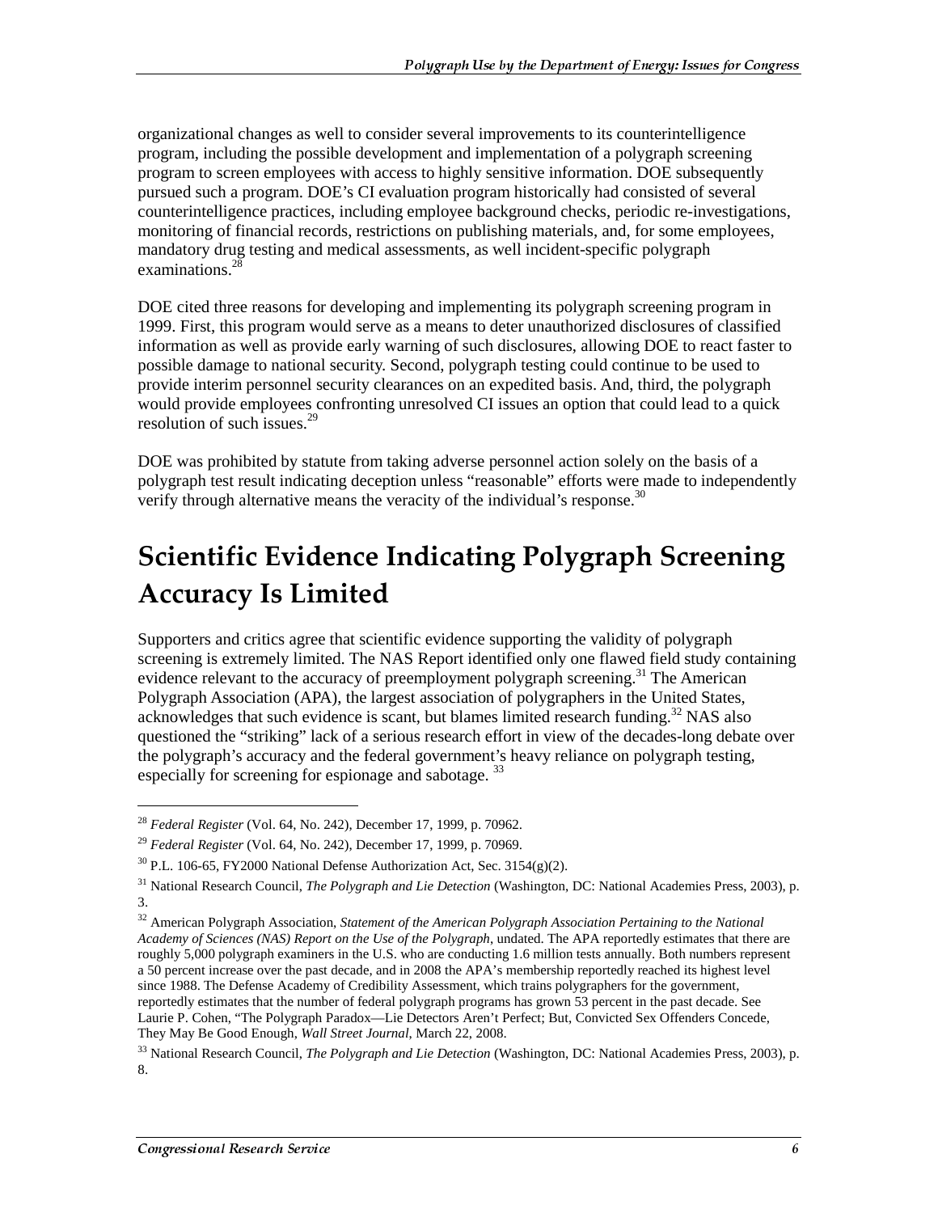organizational changes as well to consider several improvements to its counterintelligence program, including the possible development and implementation of a polygraph screening program to screen employees with access to highly sensitive information. DOE subsequently pursued such a program. DOE's CI evaluation program historically had consisted of several counterintelligence practices, including employee background checks, periodic re-investigations, monitoring of financial records, restrictions on publishing materials, and, for some employees, mandatory drug testing and medical assessments, as well incident-specific polygraph examinations.[28]

DOE cited three reasons for developing and implementing its polygraph screening program in 1999. First, this program would serve as a means to deter unauthorized disclosures of classified information as well as provide early warning of such disclosures, allowing DOE to react faster to possible damage to national security. Second, polygraph testing could continue to be used to provide interim personnel security clearances on an expedited basis. And, third, the polygraph would provide employees confronting unresolved CI issues an option that could lead to a quick resolution of such issues.[29]

DOE was prohibited by statute from taking adverse personnel action solely on the basis of a polygraph test result indicating deception unless "reasonable" efforts were made to independently verify through alternative means the veracity of the individual's response.[30]

# Scientific Evidence Indicating Polygraph Screening Accuracy Is Limited

Supporters and critics agree that scientific evidence supporting the validity of polygraph screening is extremely limited. The NAS Report identified only one flawed field study containing evidence relevant to the accuracy of preemployment polygraph screening.[31] The American Polygraph Association (APA), the largest association of polygraphers in the United States, acknowledges that such evidence is scant, but blames limited research funding.[32] NAS also questioned the "striking" lack of a serious research effort in view of the decades-long debate over the polygraph's accuracy and the federal government's heavy reliance on polygraph testing, especially for screening for espionage and sabotage.[33]

---

[28] *Federal Register* (Vol. 64, No. 242), December 17, 1999, p. 70962.

[29] *Federal Register* (Vol. 64, No. 242), December 17, 1999, p. 70969.

[30] P.L. 106-65, FY2000 National Defense Authorization Act, Sec. 3154(g)(2).

[31] National Research Council, *The Polygraph and Lie Detection* (Washington, DC: National Academies Press, 2003), p. 3.

[32] American Polygraph Association, *Statement of the American Polygraph Association Pertaining to the National Academy of Sciences (NAS) Report on the Use of the Polygraph*, undated. The APA reportedly estimates that there are roughly 5,000 polygraph examiners in the U.S. who are conducting 1.6 million tests annually. Both numbers represent a 50 percent increase over the past decade, and in 2008 the APA's membership reportedly reached its highest level since 1988. The Defense Academy of Credibility Assessment, which trains polygraphers for the government, reportedly estimates that the number of federal polygraph programs has grown 53 percent in the past decade. See Laurie P. Cohen, "The Polygraph Paradox—Lie Detectors Aren't Perfect; But, Convicted Sex Offenders Concede, They May Be Good Enough, *Wall Street Journal*, March 22, 2008.

[33] National Research Council, *The Polygraph and Lie Detection* (Washington, DC: National Academies Press, 2003), p. 8.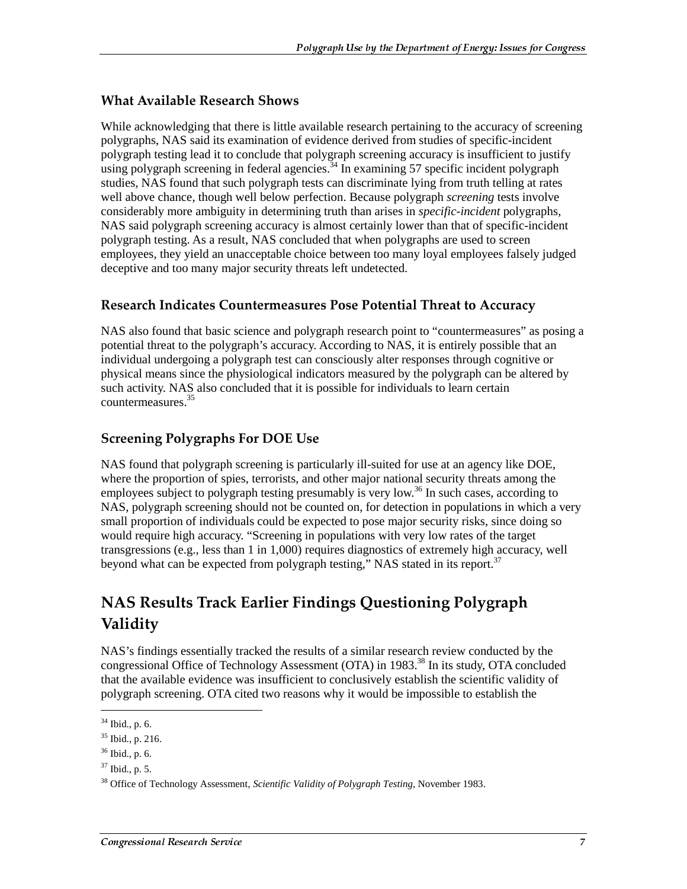### What Available Research Shows

While acknowledging that there is little available research pertaining to the accuracy of screening polygraphs, NAS said its examination of evidence derived from studies of specific-incident polygraph testing lead it to conclude that polygraph screening accuracy is insufficient to justify using polygraph screening in federal agencies.[34] In examining 57 specific incident polygraph studies, NAS found that such polygraph tests can discriminate lying from truth telling at rates well above chance, though well below perfection. Because polygraph *screening* tests involve considerably more ambiguity in determining truth than arises in *specific-incident* polygraphs, NAS said polygraph screening accuracy is almost certainly lower than that of specific-incident polygraph testing. As a result, NAS concluded that when polygraphs are used to screen employees, they yield an unacceptable choice between too many loyal employees falsely judged deceptive and too many major security threats left undetected.

### Research Indicates Countermeasures Pose Potential Threat to Accuracy

NAS also found that basic science and polygraph research point to "countermeasures" as posing a potential threat to the polygraph's accuracy. According to NAS, it is entirely possible that an individual undergoing a polygraph test can consciously alter responses through cognitive or physical means since the physiological indicators measured by the polygraph can be altered by such activity. NAS also concluded that it is possible for individuals to learn certain countermeasures.[35]

### Screening Polygraphs For DOE Use

NAS found that polygraph screening is particularly ill-suited for use at an agency like DOE, where the proportion of spies, terrorists, and other major national security threats among the employees subject to polygraph testing presumably is very low.[36] In such cases, according to NAS, polygraph screening should not be counted on, for detection in populations in which a very small proportion of individuals could be expected to pose major security risks, since doing so would require high accuracy. "Screening in populations with very low rates of the target transgressions (e.g., less than 1 in 1,000) requires diagnostics of extremely high accuracy, well beyond what can be expected from polygraph testing," NAS stated in its report.[37]

## NAS Results Track Earlier Findings Questioning Polygraph Validity

NAS's findings essentially tracked the results of a similar research review conducted by the congressional Office of Technology Assessment (OTA) in 1983.[38] In its study, OTA concluded that the available evidence was insufficient to conclusively establish the scientific validity of polygraph screening. OTA cited two reasons why it would be impossible to establish the

---

[34] Ibid., p. 6.

[35] Ibid., p. 216.

[36] Ibid., p. 6.

[37] Ibid., p. 5.

[38] Office of Technology Assessment, *Scientific Validity of Polygraph Testing*, November 1983.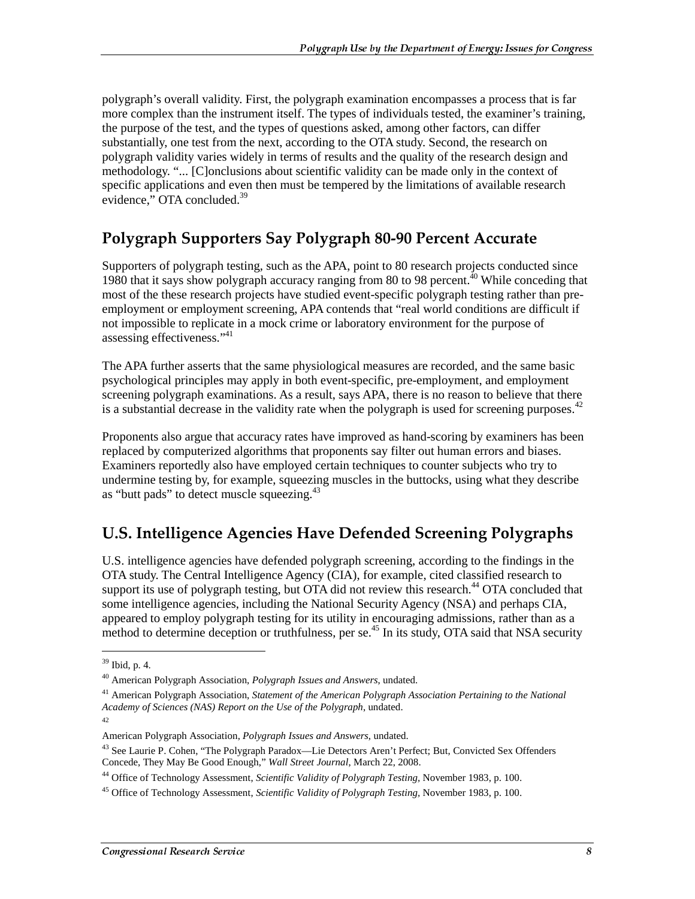polygraph's overall validity. First, the polygraph examination encompasses a process that is far more complex than the instrument itself. The types of individuals tested, the examiner's training, the purpose of the test, and the types of questions asked, among other factors, can differ substantially, one test from the next, according to the OTA study. Second, the research on polygraph validity varies widely in terms of results and the quality of the research design and methodology. "... [C]onclusions about scientific validity can be made only in the context of specific applications and even then must be tempered by the limitations of available research evidence," OTA concluded.[39]

## Polygraph Supporters Say Polygraph 80-90 Percent Accurate

Supporters of polygraph testing, such as the APA, point to 80 research projects conducted since 1980 that it says show polygraph accuracy ranging from 80 to 98 percent.[40] While conceding that most of the these research projects have studied event-specific polygraph testing rather than pre-employment or employment screening, APA contends that "real world conditions are difficult if not impossible to replicate in a mock crime or laboratory environment for the purpose of assessing effectiveness."[41]

The APA further asserts that the same physiological measures are recorded, and the same basic psychological principles may apply in both event-specific, pre-employment, and employment screening polygraph examinations. As a result, says APA, there is no reason to believe that there is a substantial decrease in the validity rate when the polygraph is used for screening purposes.[42]

Proponents also argue that accuracy rates have improved as hand-scoring by examiners has been replaced by computerized algorithms that proponents say filter out human errors and biases. Examiners reportedly also have employed certain techniques to counter subjects who try to undermine testing by, for example, squeezing muscles in the buttocks, using what they describe as "butt pads" to detect muscle squeezing.[43]

## U.S. Intelligence Agencies Have Defended Screening Polygraphs

U.S. intelligence agencies have defended polygraph screening, according to the findings in the OTA study. The Central Intelligence Agency (CIA), for example, cited classified research to support its use of polygraph testing, but OTA did not review this research.[44] OTA concluded that some intelligence agencies, including the National Security Agency (NSA) and perhaps CIA, appeared to employ polygraph testing for its utility in encouraging admissions, rather than as a method to determine deception or truthfulness, per se.[45] In its study, OTA said that NSA security

---

[39] Ibid, p. 4.

[40] American Polygraph Association, *Polygraph Issues and Answers*, undated.

[41] American Polygraph Association, *Statement of the American Polygraph Association Pertaining to the National Academy of Sciences (NAS) Report on the Use of the Polygraph*, undated.

[42] American Polygraph Association, *Polygraph Issues and Answers*, undated.

[43] See Laurie P. Cohen, "The Polygraph Paradox—Lie Detectors Aren't Perfect; But, Convicted Sex Offenders Concede, They May Be Good Enough," *Wall Street Journal*, March 22, 2008.

[44] Office of Technology Assessment, *Scientific Validity of Polygraph Testing*, November 1983, p. 100.

[45] Office of Technology Assessment, *Scientific Validity of Polygraph Testing*, November 1983, p. 100.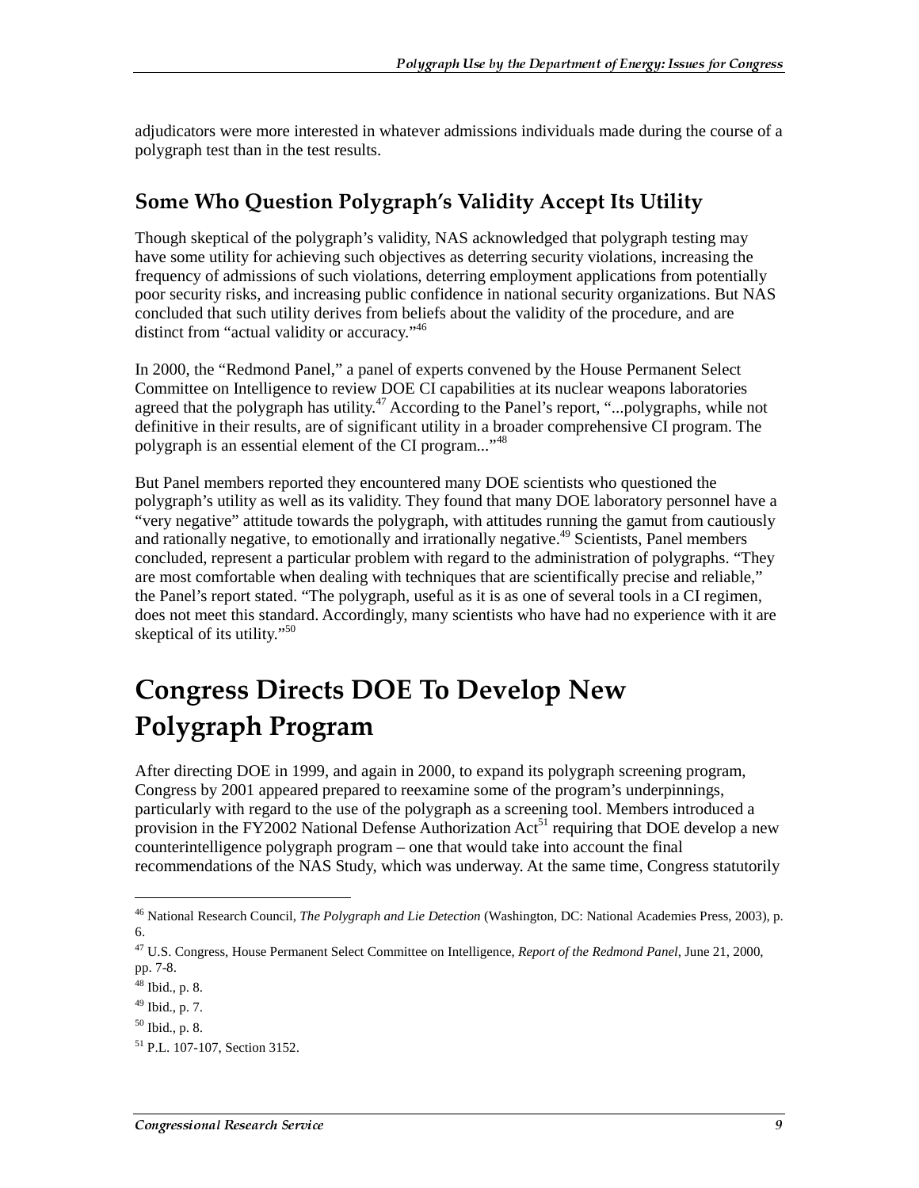adjudicators were more interested in whatever admissions individuals made during the course of a polygraph test than in the test results.

## Some Who Question Polygraph's Validity Accept Its Utility

Though skeptical of the polygraph's validity, NAS acknowledged that polygraph testing may have some utility for achieving such objectives as deterring security violations, increasing the frequency of admissions of such violations, deterring employment applications from potentially poor security risks, and increasing public confidence in national security organizations. But NAS concluded that such utility derives from beliefs about the validity of the procedure, and are distinct from "actual validity or accuracy."[46]

In 2000, the "Redmond Panel," a panel of experts convened by the House Permanent Select Committee on Intelligence to review DOE CI capabilities at its nuclear weapons laboratories agreed that the polygraph has utility.[47] According to the Panel's report, "...polygraphs, while not definitive in their results, are of significant utility in a broader comprehensive CI program. The polygraph is an essential element of the CI program..."[48]

But Panel members reported they encountered many DOE scientists who questioned the polygraph's utility as well as its validity. They found that many DOE laboratory personnel have a "very negative" attitude towards the polygraph, with attitudes running the gamut from cautiously and rationally negative, to emotionally and irrationally negative.[49] Scientists, Panel members concluded, represent a particular problem with regard to the administration of polygraphs. "They are most comfortable when dealing with techniques that are scientifically precise and reliable," the Panel's report stated. "The polygraph, useful as it is as one of several tools in a CI regimen, does not meet this standard. Accordingly, many scientists who have had no experience with it are skeptical of its utility."[50]

# Congress Directs DOE To Develop New Polygraph Program

After directing DOE in 1999, and again in 2000, to expand its polygraph screening program, Congress by 2001 appeared prepared to reexamine some of the program's underpinnings, particularly with regard to the use of the polygraph as a screening tool. Members introduced a provision in the FY2002 National Defense Authorization Act[51] requiring that DOE develop a new counterintelligence polygraph program – one that would take into account the final recommendations of the NAS Study, which was underway. At the same time, Congress statutorily

---

[46] National Research Council, *The Polygraph and Lie Detection* (Washington, DC: National Academies Press, 2003), p. 6.

[47] U.S. Congress, House Permanent Select Committee on Intelligence, *Report of the Redmond Panel*, June 21, 2000, pp. 7-8.

[48] Ibid., p. 8.

[49] Ibid., p. 7.

[50] Ibid., p. 8.

[51] P.L. 107-107, Section 3152.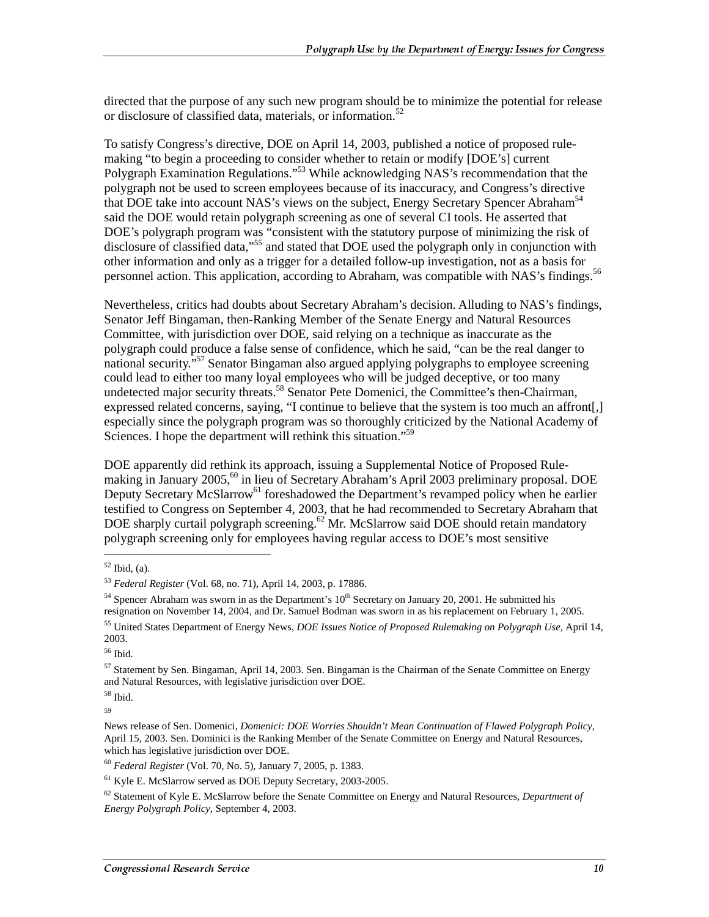directed that the purpose of any such new program should be to minimize the potential for release or disclosure of classified data, materials, or information.[52]

To satisfy Congress's directive, DOE on April 14, 2003, published a notice of proposed rule-making "to begin a proceeding to consider whether to retain or modify [DOE's] current Polygraph Examination Regulations."[53] While acknowledging NAS's recommendation that the polygraph not be used to screen employees because of its inaccuracy, and Congress's directive that DOE take into account NAS's views on the subject, Energy Secretary Spencer Abraham[54] said the DOE would retain polygraph screening as one of several CI tools. He asserted that DOE's polygraph program was "consistent with the statutory purpose of minimizing the risk of disclosure of classified data,"[55] and stated that DOE used the polygraph only in conjunction with other information and only as a trigger for a detailed follow-up investigation, not as a basis for personnel action. This application, according to Abraham, was compatible with NAS's findings.[56]

Nevertheless, critics had doubts about Secretary Abraham's decision. Alluding to NAS's findings, Senator Jeff Bingaman, then-Ranking Member of the Senate Energy and Natural Resources Committee, with jurisdiction over DOE, said relying on a technique as inaccurate as the polygraph could produce a false sense of confidence, which he said, "can be the real danger to national security."[57] Senator Bingaman also argued applying polygraphs to employee screening could lead to either too many loyal employees who will be judged deceptive, or too many undetected major security threats.[58] Senator Pete Domenici, the Committee's then-Chairman, expressed related concerns, saying, "I continue to believe that the system is too much an affront[,] especially since the polygraph program was so thoroughly criticized by the National Academy of Sciences. I hope the department will rethink this situation."[59]

DOE apparently did rethink its approach, issuing a Supplemental Notice of Proposed Rule-making in January 2005,[60] in lieu of Secretary Abraham's April 2003 preliminary proposal. DOE Deputy Secretary McSlarrow[61] foreshadowed the Department's revamped policy when he earlier testified to Congress on September 4, 2003, that he had recommended to Secretary Abraham that DOE sharply curtail polygraph screening.[62] Mr. McSlarrow said DOE should retain mandatory polygraph screening only for employees having regular access to DOE's most sensitive

---

[52] Ibid, (a).

[53] *Federal Register* (Vol. 68, no. 71), April 14, 2003, p. 17886.

[54] Spencer Abraham was sworn in as the Department's 10th Secretary on January 20, 2001. He submitted his resignation on November 14, 2004, and Dr. Samuel Bodman was sworn in as his replacement on February 1, 2005.

[55] United States Department of Energy News, *DOE Issues Notice of Proposed Rulemaking on Polygraph Use*, April 14, 2003.

[56] Ibid.

[57] Statement by Sen. Bingaman, April 14, 2003. Sen. Bingaman is the Chairman of the Senate Committee on Energy and Natural Resources, with legislative jurisdiction over DOE.

[58] Ibid.

[59] News release of Sen. Domenici, *Domenici: DOE Worries Shouldn't Mean Continuation of Flawed Polygraph Policy*, April 15, 2003. Sen. Dominici is the Ranking Member of the Senate Committee on Energy and Natural Resources, which has legislative jurisdiction over DOE.

[60] *Federal Register* (Vol. 70, No. 5), January 7, 2005, p. 1383.

[61] Kyle E. McSlarrow served as DOE Deputy Secretary, 2003-2005.

[62] Statement of Kyle E. McSlarrow before the Senate Committee on Energy and Natural Resources, *Department of Energy Polygraph Policy*, September 4, 2003.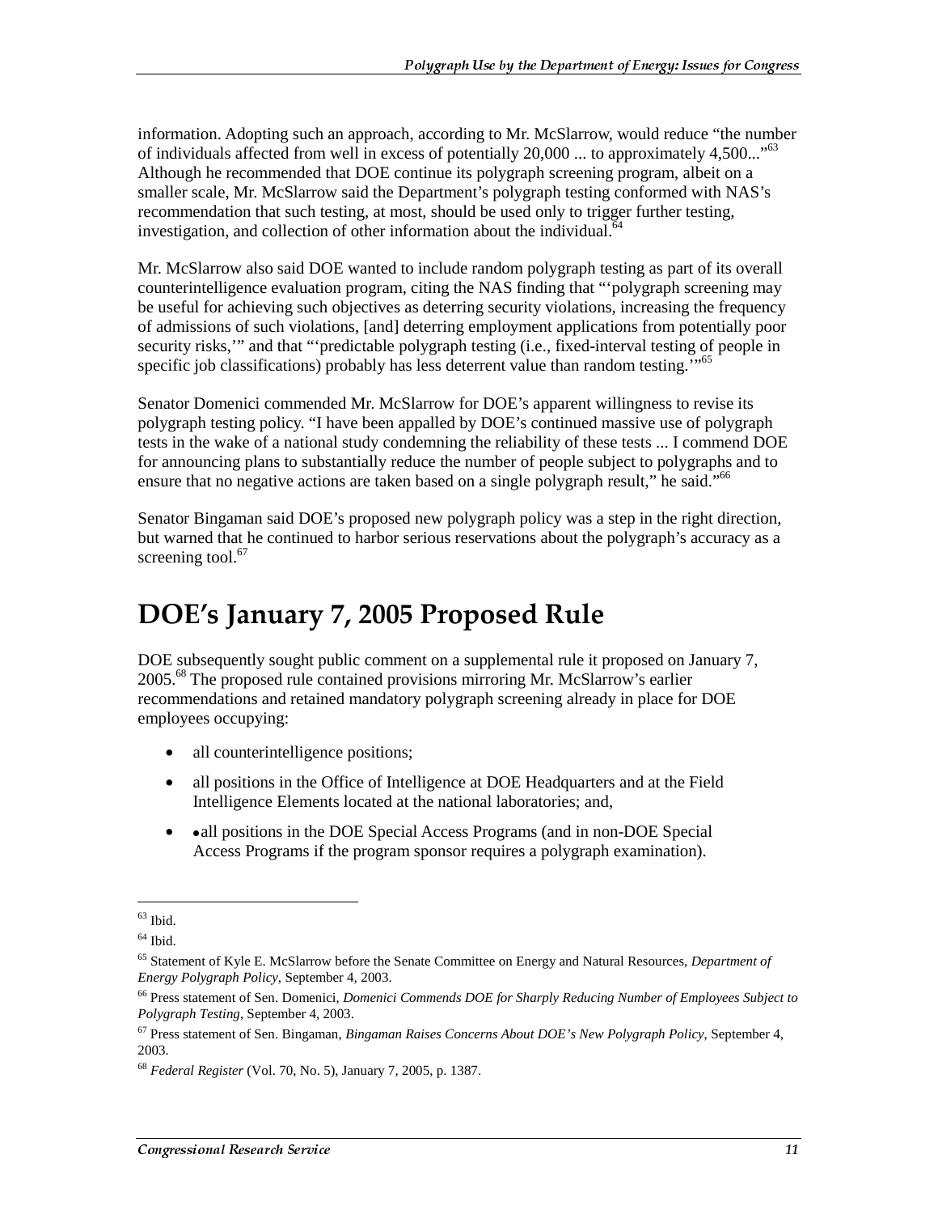information. Adopting such an approach, according to Mr. McSlarrow, would reduce "the number of individuals affected from well in excess of potentially 20,000 ... to approximately 4,500..."[63] Although he recommended that DOE continue its polygraph screening program, albeit on a smaller scale, Mr. McSlarrow said the Department's polygraph testing conformed with NAS's recommendation that such testing, at most, should be used only to trigger further testing, investigation, and collection of other information about the individual.[64]

Mr. McSlarrow also said DOE wanted to include random polygraph testing as part of its overall counterintelligence evaluation program, citing the NAS finding that "'polygraph screening may be useful for achieving such objectives as deterring security violations, increasing the frequency of admissions of such violations, [and] deterring employment applications from potentially poor security risks,'" and that "'predictable polygraph testing (i.e., fixed-interval testing of people in specific job classifications) probably has less deterrent value than random testing.'"[65]

Senator Domenici commended Mr. McSlarrow for DOE's apparent willingness to revise its polygraph testing policy. "I have been appalled by DOE's continued massive use of polygraph tests in the wake of a national study condemning the reliability of these tests ... I commend DOE for announcing plans to substantially reduce the number of people subject to polygraphs and to ensure that no negative actions are taken based on a single polygraph result," he said."[66]

Senator Bingaman said DOE's proposed new polygraph policy was a step in the right direction, but warned that he continued to harbor serious reservations about the polygraph's accuracy as a screening tool.[67]

## DOE's January 7, 2005 Proposed Rule

DOE subsequently sought public comment on a supplemental rule it proposed on January 7, 2005.[68] The proposed rule contained provisions mirroring Mr. McSlarrow's earlier recommendations and retained mandatory polygraph screening already in place for DOE employees occupying:

- all counterintelligence positions;
- all positions in the Office of Intelligence at DOE Headquarters and at the Field Intelligence Elements located at the national laboratories; and,
- •all positions in the DOE Special Access Programs (and in non-DOE Special Access Programs if the program sponsor requires a polygraph examination).

---

[63] Ibid.

[64] Ibid.

[65] Statement of Kyle E. McSlarrow before the Senate Committee on Energy and Natural Resources, *Department of Energy Polygraph Policy*, September 4, 2003.

[66] Press statement of Sen. Domenici, *Domenici Commends DOE for Sharply Reducing Number of Employees Subject to Polygraph Testing*, September 4, 2003.

[67] Press statement of Sen. Bingaman, *Bingaman Raises Concerns About DOE's New Polygraph Policy*, September 4, 2003.

[68] *Federal Register* (Vol. 70, No. 5), January 7, 2005, p. 1387.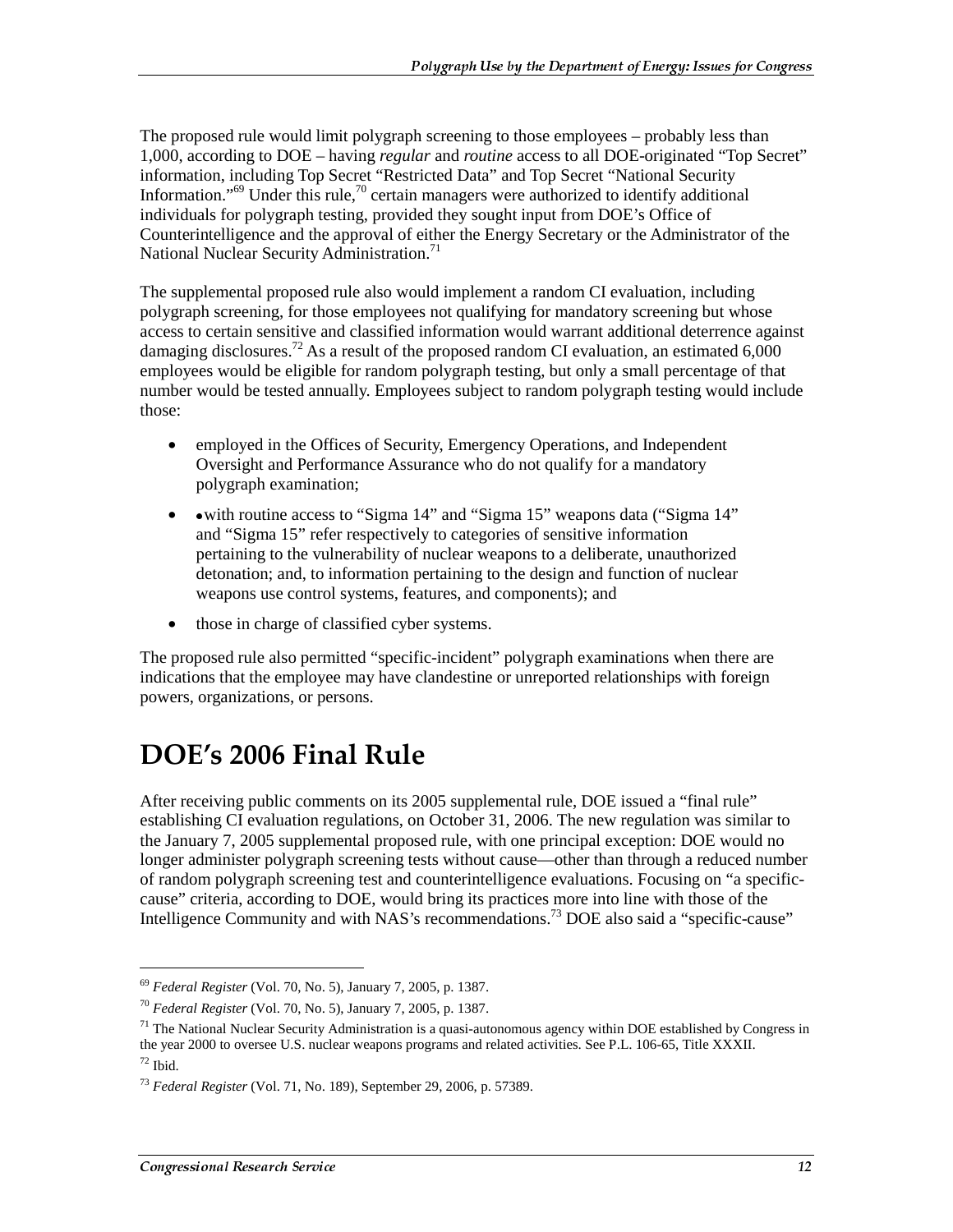The proposed rule would limit polygraph screening to those employees – probably less than 1,000, according to DOE – having *regular* and *routine* access to all DOE-originated "Top Secret" information, including Top Secret "Restricted Data" and Top Secret "National Security Information."[69] Under this rule,[70] certain managers were authorized to identify additional individuals for polygraph testing, provided they sought input from DOE's Office of Counterintelligence and the approval of either the Energy Secretary or the Administrator of the National Nuclear Security Administration.[71]

The supplemental proposed rule also would implement a random CI evaluation, including polygraph screening, for those employees not qualifying for mandatory screening but whose access to certain sensitive and classified information would warrant additional deterrence against damaging disclosures.[72] As a result of the proposed random CI evaluation, an estimated 6,000 employees would be eligible for random polygraph testing, but only a small percentage of that number would be tested annually. Employees subject to random polygraph testing would include those:

- employed in the Offices of Security, Emergency Operations, and Independent Oversight and Performance Assurance who do not qualify for a mandatory polygraph examination;
- •with routine access to "Sigma 14" and "Sigma 15" weapons data ("Sigma 14" and "Sigma 15" refer respectively to categories of sensitive information pertaining to the vulnerability of nuclear weapons to a deliberate, unauthorized detonation; and, to information pertaining to the design and function of nuclear weapons use control systems, features, and components); and
- those in charge of classified cyber systems.

The proposed rule also permitted "specific-incident" polygraph examinations when there are indications that the employee may have clandestine or unreported relationships with foreign powers, organizations, or persons.

# DOE's 2006 Final Rule

After receiving public comments on its 2005 supplemental rule, DOE issued a "final rule" establishing CI evaluation regulations, on October 31, 2006. The new regulation was similar to the January 7, 2005 supplemental proposed rule, with one principal exception: DOE would no longer administer polygraph screening tests without cause—other than through a reduced number of random polygraph screening test and counterintelligence evaluations. Focusing on "a specific-cause" criteria, according to DOE, would bring its practices more into line with those of the Intelligence Community and with NAS's recommendations.[73] DOE also said a "specific-cause"

---

[69] *Federal Register* (Vol. 70, No. 5), January 7, 2005, p. 1387.

[70] *Federal Register* (Vol. 70, No. 5), January 7, 2005, p. 1387.

[71] The National Nuclear Security Administration is a quasi-autonomous agency within DOE established by Congress in the year 2000 to oversee U.S. nuclear weapons programs and related activities. See P.L. 106-65, Title XXXII.

[72] Ibid.

[73] *Federal Register* (Vol. 71, No. 189), September 29, 2006, p. 57389.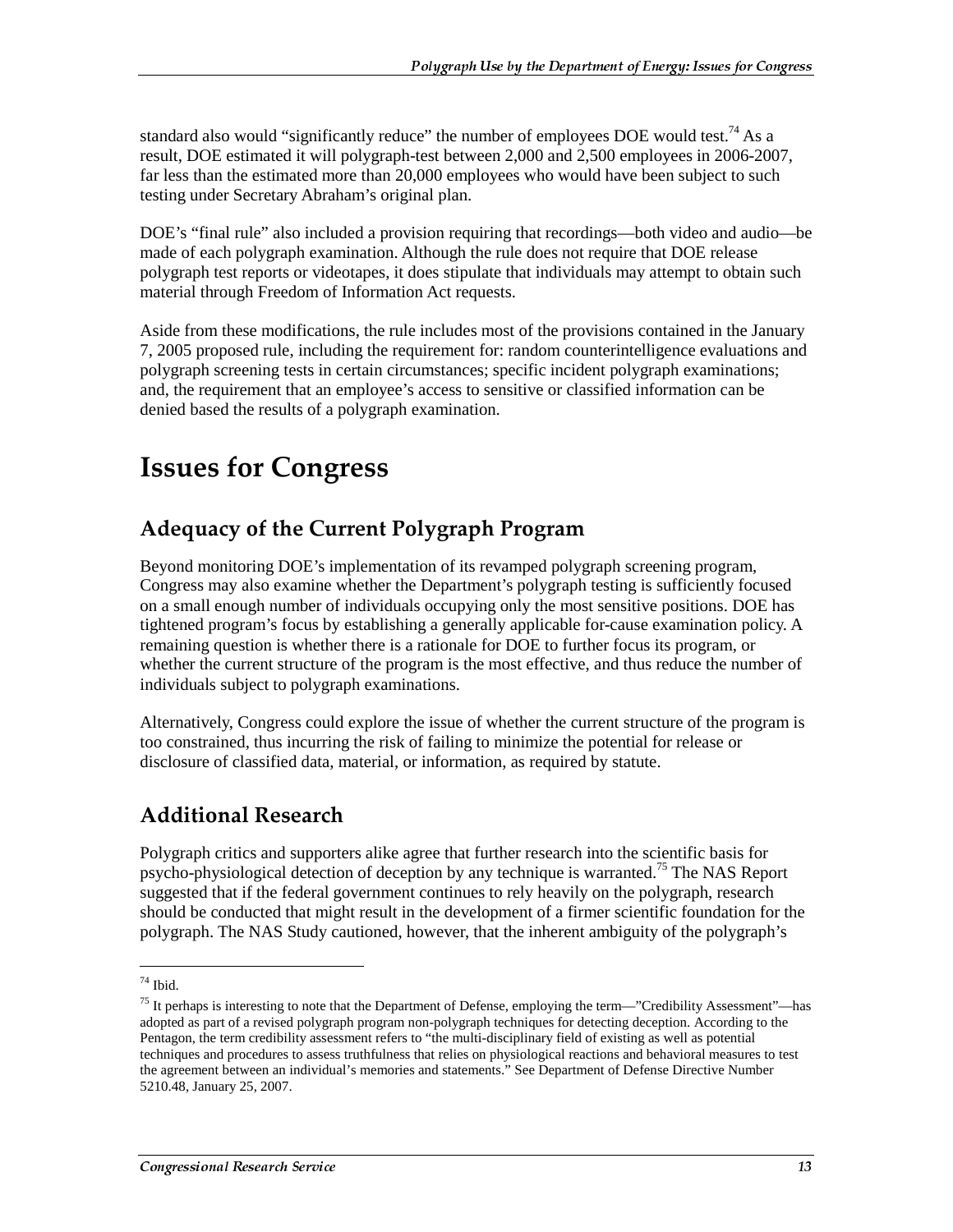standard also would "significantly reduce" the number of employees DOE would test.[74] As a result, DOE estimated it will polygraph-test between 2,000 and 2,500 employees in 2006-2007, far less than the estimated more than 20,000 employees who would have been subject to such testing under Secretary Abraham's original plan.

DOE's "final rule" also included a provision requiring that recordings—both video and audio—be made of each polygraph examination. Although the rule does not require that DOE release polygraph test reports or videotapes, it does stipulate that individuals may attempt to obtain such material through Freedom of Information Act requests.

Aside from these modifications, the rule includes most of the provisions contained in the January 7, 2005 proposed rule, including the requirement for: random counterintelligence evaluations and polygraph screening tests in certain circumstances; specific incident polygraph examinations; and, the requirement that an employee's access to sensitive or classified information can be denied based the results of a polygraph examination.

# Issues for Congress

## Adequacy of the Current Polygraph Program

Beyond monitoring DOE's implementation of its revamped polygraph screening program, Congress may also examine whether the Department's polygraph testing is sufficiently focused on a small enough number of individuals occupying only the most sensitive positions. DOE has tightened program's focus by establishing a generally applicable for-cause examination policy. A remaining question is whether there is a rationale for DOE to further focus its program, or whether the current structure of the program is the most effective, and thus reduce the number of individuals subject to polygraph examinations.

Alternatively, Congress could explore the issue of whether the current structure of the program is too constrained, thus incurring the risk of failing to minimize the potential for release or disclosure of classified data, material, or information, as required by statute.

## Additional Research

Polygraph critics and supporters alike agree that further research into the scientific basis for psycho-physiological detection of deception by any technique is warranted.[75] The NAS Report suggested that if the federal government continues to rely heavily on the polygraph, research should be conducted that might result in the development of a firmer scientific foundation for the polygraph. The NAS Study cautioned, however, that the inherent ambiguity of the polygraph's

---

[74] Ibid.

[75] It perhaps is interesting to note that the Department of Defense, employing the term—"Credibility Assessment"—has adopted as part of a revised polygraph program non-polygraph techniques for detecting deception. According to the Pentagon, the term credibility assessment refers to "the multi-disciplinary field of existing as well as potential techniques and procedures to assess truthfulness that relies on physiological reactions and behavioral measures to test the agreement between an individual's memories and statements." See Department of Defense Directive Number 5210.48, January 25, 2007.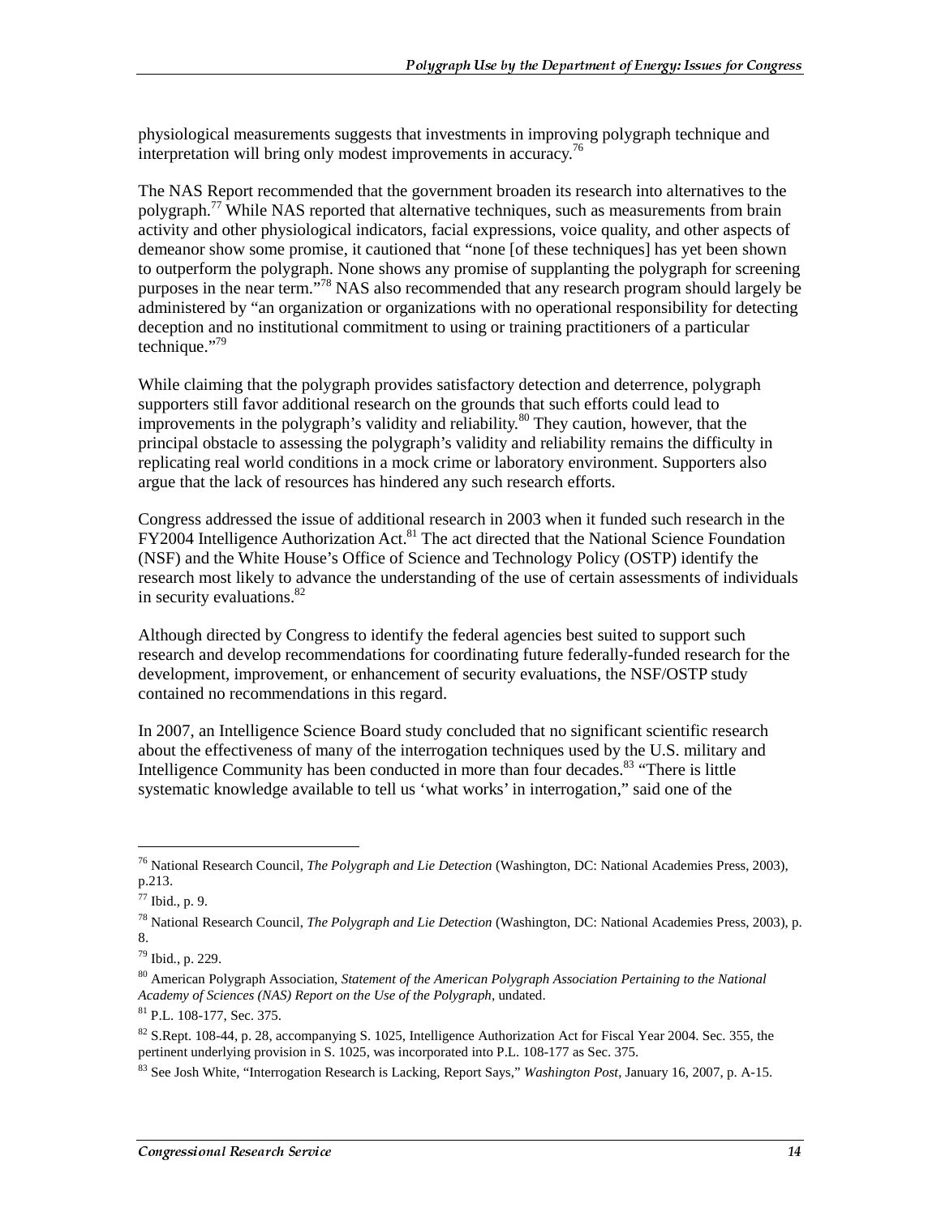physiological measurements suggests that investments in improving polygraph technique and interpretation will bring only modest improvements in accuracy.[76]

The NAS Report recommended that the government broaden its research into alternatives to the polygraph.[77] While NAS reported that alternative techniques, such as measurements from brain activity and other physiological indicators, facial expressions, voice quality, and other aspects of demeanor show some promise, it cautioned that "none [of these techniques] has yet been shown to outperform the polygraph. None shows any promise of supplanting the polygraph for screening purposes in the near term."[78] NAS also recommended that any research program should largely be administered by "an organization or organizations with no operational responsibility for detecting deception and no institutional commitment to using or training practitioners of a particular technique."[79]

While claiming that the polygraph provides satisfactory detection and deterrence, polygraph supporters still favor additional research on the grounds that such efforts could lead to improvements in the polygraph's validity and reliability.[80] They caution, however, that the principal obstacle to assessing the polygraph's validity and reliability remains the difficulty in replicating real world conditions in a mock crime or laboratory environment. Supporters also argue that the lack of resources has hindered any such research efforts.

Congress addressed the issue of additional research in 2003 when it funded such research in the FY2004 Intelligence Authorization Act.[81] The act directed that the National Science Foundation (NSF) and the White House's Office of Science and Technology Policy (OSTP) identify the research most likely to advance the understanding of the use of certain assessments of individuals in security evaluations.[82]

Although directed by Congress to identify the federal agencies best suited to support such research and develop recommendations for coordinating future federally-funded research for the development, improvement, or enhancement of security evaluations, the NSF/OSTP study contained no recommendations in this regard.

In 2007, an Intelligence Science Board study concluded that no significant scientific research about the effectiveness of many of the interrogation techniques used by the U.S. military and Intelligence Community has been conducted in more than four decades.[83] "There is little systematic knowledge available to tell us 'what works' in interrogation," said one of the

---

[76] National Research Council, *The Polygraph and Lie Detection* (Washington, DC: National Academies Press, 2003), p.213.

[77] Ibid., p. 9.

[78] National Research Council, *The Polygraph and Lie Detection* (Washington, DC: National Academies Press, 2003), p. 8.

[79] Ibid., p. 229.

[80] American Polygraph Association, *Statement of the American Polygraph Association Pertaining to the National Academy of Sciences (NAS) Report on the Use of the Polygraph*, undated.

[81] P.L. 108-177, Sec. 375.

[82] S.Rept. 108-44, p. 28, accompanying S. 1025, Intelligence Authorization Act for Fiscal Year 2004. Sec. 355, the pertinent underlying provision in S. 1025, was incorporated into P.L. 108-177 as Sec. 375.

[83] See Josh White, "Interrogation Research is Lacking, Report Says," *Washington Post*, January 16, 2007, p. A-15.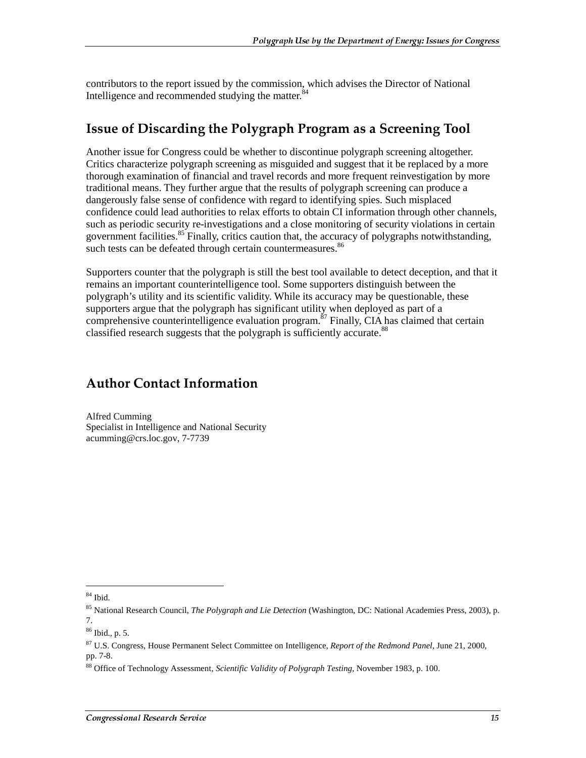contributors to the report issued by the commission, which advises the Director of National Intelligence and recommended studying the matter.[84]

## Issue of Discarding the Polygraph Program as a Screening Tool

Another issue for Congress could be whether to discontinue polygraph screening altogether. Critics characterize polygraph screening as misguided and suggest that it be replaced by a more thorough examination of financial and travel records and more frequent reinvestigation by more traditional means. They further argue that the results of polygraph screening can produce a dangerously false sense of confidence with regard to identifying spies. Such misplaced confidence could lead authorities to relax efforts to obtain CI information through other channels, such as periodic security re-investigations and a close monitoring of security violations in certain government facilities.[85] Finally, critics caution that, the accuracy of polygraphs notwithstanding, such tests can be defeated through certain countermeasures.[86]

Supporters counter that the polygraph is still the best tool available to detect deception, and that it remains an important counterintelligence tool. Some supporters distinguish between the polygraph's utility and its scientific validity. While its accuracy may be questionable, these supporters argue that the polygraph has significant utility when deployed as part of a comprehensive counterintelligence evaluation program.[87] Finally, CIA has claimed that certain classified research suggests that the polygraph is sufficiently accurate.[88]

## Author Contact Information

Alfred Cumming
Specialist in Intelligence and National Security
acumming@crs.loc.gov, 7-7739

---

[84] Ibid.

[85] National Research Council, *The Polygraph and Lie Detection* (Washington, DC: National Academies Press, 2003), p. 7.

[86] Ibid., p. 5.

[87] U.S. Congress, House Permanent Select Committee on Intelligence, *Report of the Redmond Panel*, June 21, 2000, pp. 7-8.

[88] Office of Technology Assessment, *Scientific Validity of Polygraph Testing*, November 1983, p. 100.